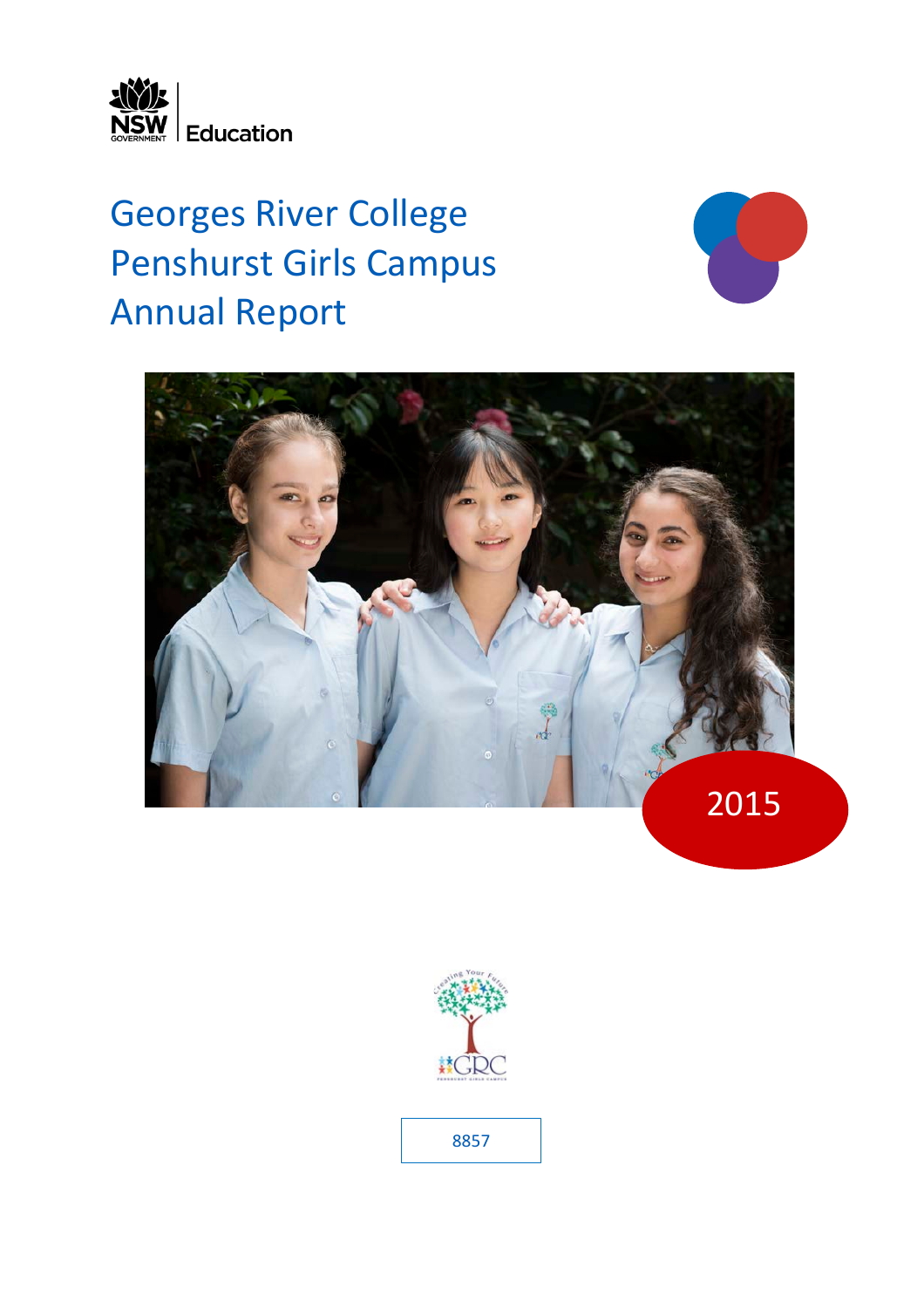NSW GOVERNMENT | Education

# Georges River College Penshurst Girls Campus Annual Report

2015

8857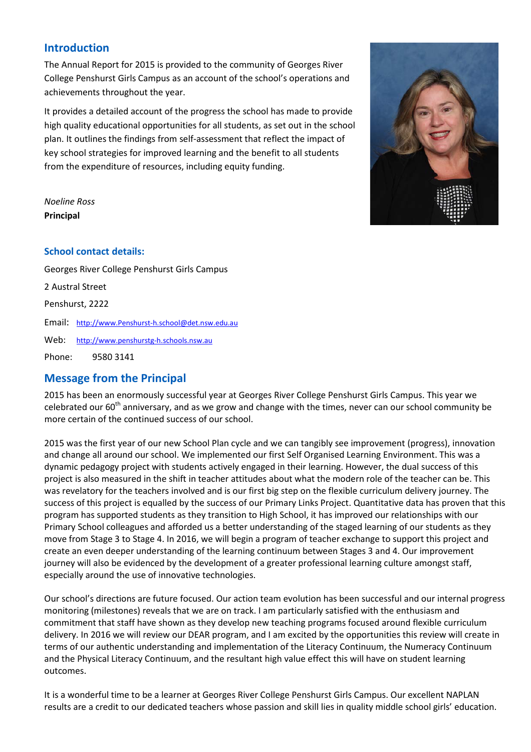## Introduction

The Annual Report for 2015 is provided to the community of Georges River College Penshurst Girls Campus as an account of the school's operations and achievements throughout the year.

It provides a detailed account of the progress the school has made to provide high quality educational opportunities for all students, as set out in the school plan. It outlines the findings from self-assessment that reflect the impact of key school strategies for improved learning and the benefit to all students from the expenditure of resources, including equity funding.

*Noeline Ross*
**Principal**

### School contact details:

Georges River College Penshurst Girls Campus

2 Austral Street

Penshurst, 2222

Email: http://www.Penshurst-h.school@det.nsw.edu.au

Web: http://www.penshurstg-h.schools.nsw.au

Phone: 9580 3141

## Message from the Principal

2015 has been an enormously successful year at Georges River College Penshurst Girls Campus. This year we celebrated our 60th anniversary, and as we grow and change with the times, never can our school community be more certain of the continued success of our school.

2015 was the first year of our new School Plan cycle and we can tangibly see improvement (progress), innovation and change all around our school. We implemented our first Self Organised Learning Environment. This was a dynamic pedagogy project with students actively engaged in their learning. However, the dual success of this project is also measured in the shift in teacher attitudes about what the modern role of the teacher can be. This was revelatory for the teachers involved and is our first big step on the flexible curriculum delivery journey. The success of this project is equalled by the success of our Primary Links Project. Quantitative data has proven that this program has supported students as they transition to High School, it has improved our relationships with our Primary School colleagues and afforded us a better understanding of the staged learning of our students as they move from Stage 3 to Stage 4. In 2016, we will begin a program of teacher exchange to support this project and create an even deeper understanding of the learning continuum between Stages 3 and 4. Our improvement journey will also be evidenced by the development of a greater professional learning culture amongst staff, especially around the use of innovative technologies.

Our school's directions are future focused. Our action team evolution has been successful and our internal progress monitoring (milestones) reveals that we are on track. I am particularly satisfied with the enthusiasm and commitment that staff have shown as they develop new teaching programs focused around flexible curriculum delivery. In 2016 we will review our DEAR program, and I am excited by the opportunities this review will create in terms of our authentic understanding and implementation of the Literacy Continuum, the Numeracy Continuum and the Physical Literacy Continuum, and the resultant high value effect this will have on student learning outcomes.

It is a wonderful time to be a learner at Georges River College Penshurst Girls Campus. Our excellent NAPLAN results are a credit to our dedicated teachers whose passion and skill lies in quality middle school girls' education.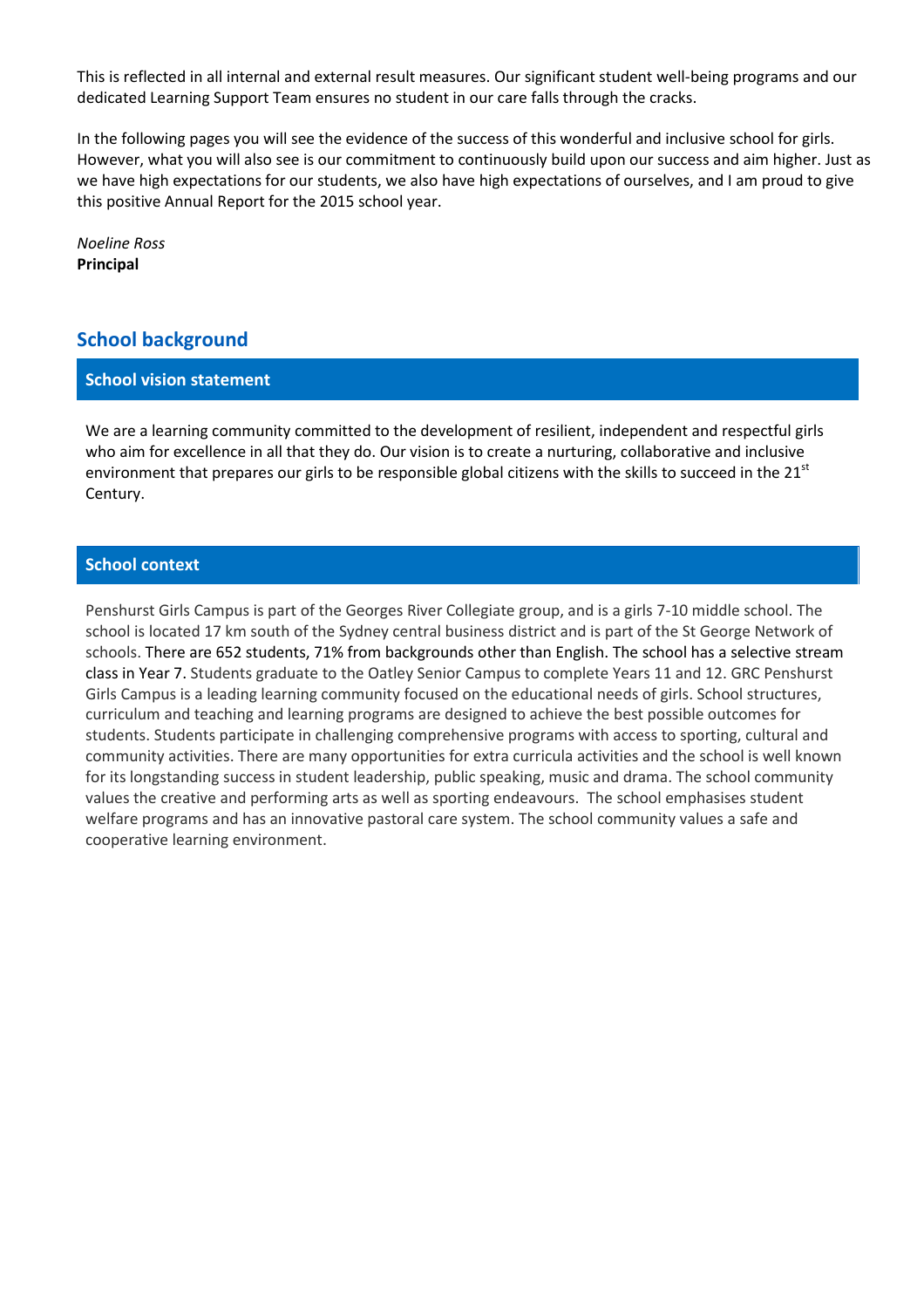This is reflected in all internal and external result measures. Our significant student well-being programs and our dedicated Learning Support Team ensures no student in our care falls through the cracks.

In the following pages you will see the evidence of the success of this wonderful and inclusive school for girls. However, what you will also see is our commitment to continuously build upon our success and aim higher. Just as we have high expectations for our students, we also have high expectations of ourselves, and I am proud to give this positive Annual Report for the 2015 school year.

*Noeline Ross*
**Principal**

## School background

### School vision statement

We are a learning community committed to the development of resilient, independent and respectful girls who aim for excellence in all that they do. Our vision is to create a nurturing, collaborative and inclusive environment that prepares our girls to be responsible global citizens with the skills to succeed in the 21st Century.

### School context

Penshurst Girls Campus is part of the Georges River Collegiate group, and is a girls 7-10 middle school. The school is located 17 km south of the Sydney central business district and is part of the St George Network of schools. There are 652 students, 71% from backgrounds other than English. The school has a selective stream class in Year 7. Students graduate to the Oatley Senior Campus to complete Years 11 and 12. GRC Penshurst Girls Campus is a leading learning community focused on the educational needs of girls. School structures, curriculum and teaching and learning programs are designed to achieve the best possible outcomes for students. Students participate in challenging comprehensive programs with access to sporting, cultural and community activities. There are many opportunities for extra curricula activities and the school is well known for its longstanding success in student leadership, public speaking, music and drama. The school community values the creative and performing arts as well as sporting endeavours. The school emphasises student welfare programs and has an innovative pastoral care system. The school community values a safe and cooperative learning environment.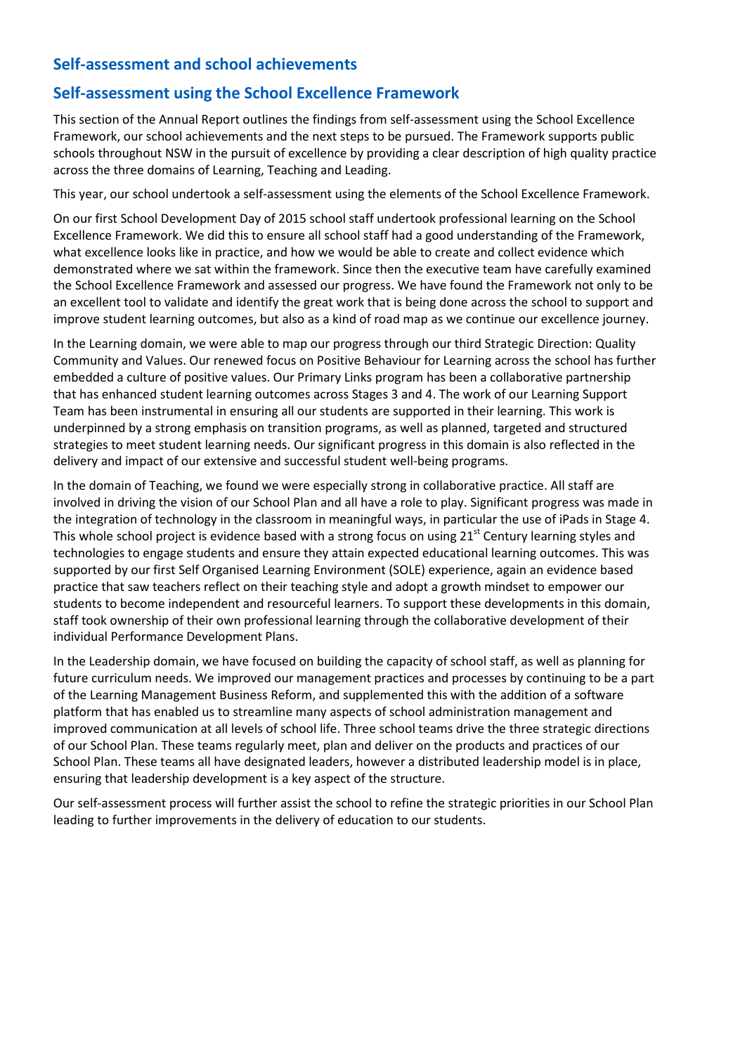## Self-assessment and school achievements

## Self-assessment using the School Excellence Framework

This section of the Annual Report outlines the findings from self-assessment using the School Excellence Framework, our school achievements and the next steps to be pursued. The Framework supports public schools throughout NSW in the pursuit of excellence by providing a clear description of high quality practice across the three domains of Learning, Teaching and Leading.

This year, our school undertook a self-assessment using the elements of the School Excellence Framework.

On our first School Development Day of 2015 school staff undertook professional learning on the School Excellence Framework. We did this to ensure all school staff had a good understanding of the Framework, what excellence looks like in practice, and how we would be able to create and collect evidence which demonstrated where we sat within the framework. Since then the executive team have carefully examined the School Excellence Framework and assessed our progress. We have found the Framework not only to be an excellent tool to validate and identify the great work that is being done across the school to support and improve student learning outcomes, but also as a kind of road map as we continue our excellence journey.

In the Learning domain, we were able to map our progress through our third Strategic Direction: Quality Community and Values. Our renewed focus on Positive Behaviour for Learning across the school has further embedded a culture of positive values. Our Primary Links program has been a collaborative partnership that has enhanced student learning outcomes across Stages 3 and 4. The work of our Learning Support Team has been instrumental in ensuring all our students are supported in their learning. This work is underpinned by a strong emphasis on transition programs, as well as planned, targeted and structured strategies to meet student learning needs. Our significant progress in this domain is also reflected in the delivery and impact of our extensive and successful student well-being programs.

In the domain of Teaching, we found we were especially strong in collaborative practice. All staff are involved in driving the vision of our School Plan and all have a role to play. Significant progress was made in the integration of technology in the classroom in meaningful ways, in particular the use of iPads in Stage 4. This whole school project is evidence based with a strong focus on using 21st Century learning styles and technologies to engage students and ensure they attain expected educational learning outcomes. This was supported by our first Self Organised Learning Environment (SOLE) experience, again an evidence based practice that saw teachers reflect on their teaching style and adopt a growth mindset to empower our students to become independent and resourceful learners. To support these developments in this domain, staff took ownership of their own professional learning through the collaborative development of their individual Performance Development Plans.

In the Leadership domain, we have focused on building the capacity of school staff, as well as planning for future curriculum needs. We improved our management practices and processes by continuing to be a part of the Learning Management Business Reform, and supplemented this with the addition of a software platform that has enabled us to streamline many aspects of school administration management and improved communication at all levels of school life. Three school teams drive the three strategic directions of our School Plan. These teams regularly meet, plan and deliver on the products and practices of our School Plan. These teams all have designated leaders, however a distributed leadership model is in place, ensuring that leadership development is a key aspect of the structure.

Our self-assessment process will further assist the school to refine the strategic priorities in our School Plan leading to further improvements in the delivery of education to our students.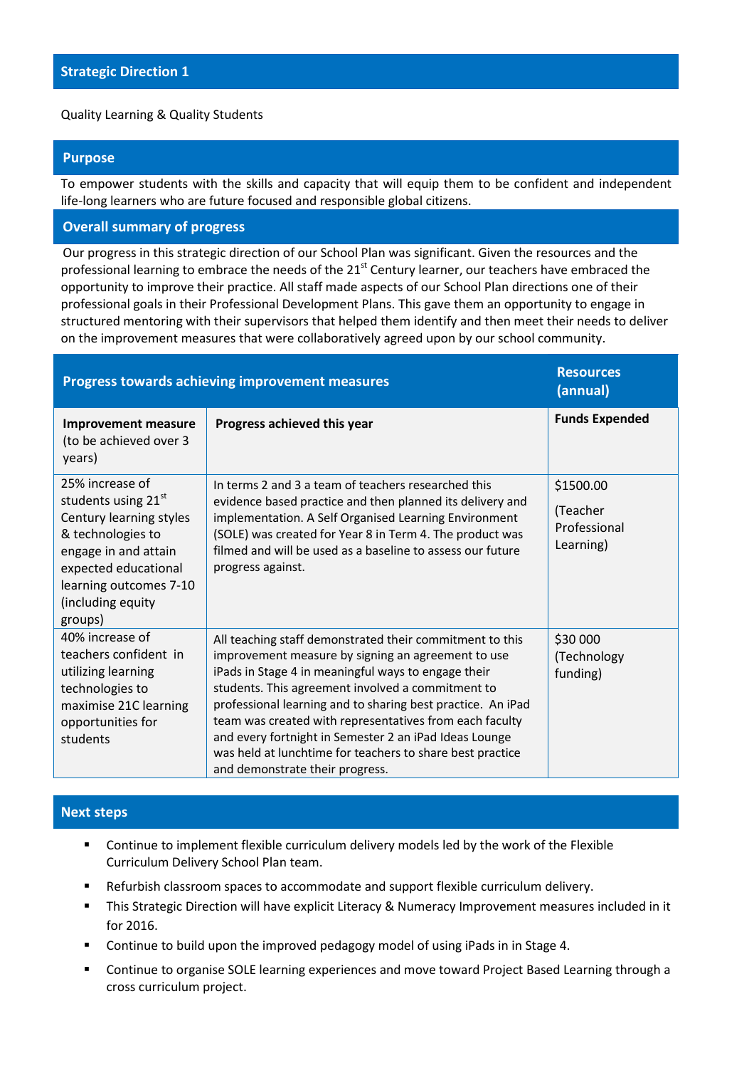## Strategic Direction 1

Quality Learning & Quality Students

## Purpose

To empower students with the skills and capacity that will equip them to be confident and independent life-long learners who are future focused and responsible global citizens.

## Overall summary of progress

Our progress in this strategic direction of our School Plan was significant. Given the resources and the professional learning to embrace the needs of the 21st Century learner, our teachers have embraced the opportunity to improve their practice. All staff made aspects of our School Plan directions one of their professional goals in their Professional Development Plans. This gave them an opportunity to engage in structured mentoring with their supervisors that helped them identify and then meet their needs to deliver on the improvement measures that were collaboratively agreed upon by our school community.

| Progress towards achieving improvement measures | | Resources (annual) |
|---|---|---|
| **Improvement measure** (to be achieved over 3 years) | **Progress achieved this year** | **Funds Expended** |
| 25% increase of students using 21st Century learning styles & technologies to engage in and attain expected educational learning outcomes 7-10 (including equity groups) | In terms 2 and 3 a team of teachers researched this evidence based practice and then planned its delivery and implementation. A Self Organised Learning Environment (SOLE) was created for Year 8 in Term 4. The product was filmed and will be used as a baseline to assess our future progress against. | $1500.00 (Teacher Professional Learning) |
| 40% increase of teachers confident in utilizing learning technologies to maximise 21C learning opportunities for students | All teaching staff demonstrated their commitment to this improvement measure by signing an agreement to use iPads in Stage 4 in meaningful ways to engage their students. This agreement involved a commitment to professional learning and to sharing best practice. An iPad team was created with representatives from each faculty and every fortnight in Semester 2 an iPad Ideas Lounge was held at lunchtime for teachers to share best practice and demonstrate their progress. | $30 000 (Technology funding) |

## Next steps

- Continue to implement flexible curriculum delivery models led by the work of the Flexible Curriculum Delivery School Plan team.
- Refurbish classroom spaces to accommodate and support flexible curriculum delivery.
- This Strategic Direction will have explicit Literacy & Numeracy Improvement measures included in it for 2016.
- Continue to build upon the improved pedagogy model of using iPads in in Stage 4.
- Continue to organise SOLE learning experiences and move toward Project Based Learning through a cross curriculum project.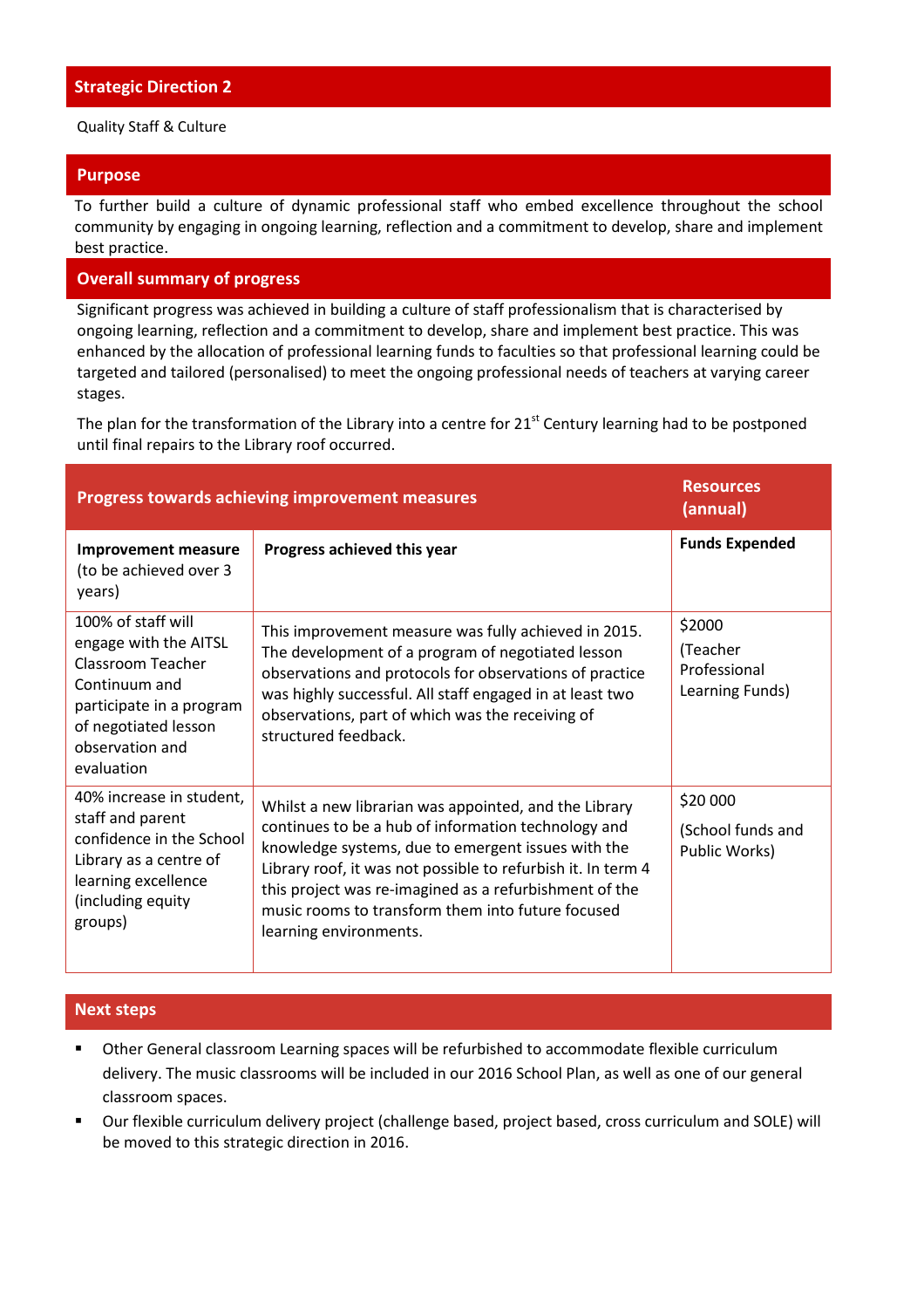## Strategic Direction 2

Quality Staff & Culture

## Purpose

To further build a culture of dynamic professional staff who embed excellence throughout the school community by engaging in ongoing learning, reflection and a commitment to develop, share and implement best practice.

## Overall summary of progress

Significant progress was achieved in building a culture of staff professionalism that is characterised by ongoing learning, reflection and a commitment to develop, share and implement best practice. This was enhanced by the allocation of professional learning funds to faculties so that professional learning could be targeted and tailored (personalised) to meet the ongoing professional needs of teachers at varying career stages.

The plan for the transformation of the Library into a centre for 21st Century learning had to be postponed until final repairs to the Library roof occurred.

| Progress towards achieving improvement measures | | Resources (annual) |
|---|---|---|
| **Improvement measure** (to be achieved over 3 years) | **Progress achieved this year** | **Funds Expended** |
| 100% of staff will engage with the AITSL Classroom Teacher Continuum and participate in a program of negotiated lesson observation and evaluation | This improvement measure was fully achieved in 2015. The development of a program of negotiated lesson observations and protocols for observations of practice was highly successful. All staff engaged in at least two observations, part of which was the receiving of structured feedback. | $2000 (Teacher Professional Learning Funds) |
| 40% increase in student, staff and parent confidence in the School Library as a centre of learning excellence (including equity groups) | Whilst a new librarian was appointed, and the Library continues to be a hub of information technology and knowledge systems, due to emergent issues with the Library roof, it was not possible to refurbish it. In term 4 this project was re-imagined as a refurbishment of the music rooms to transform them into future focused learning environments. | $20 000 (School funds and Public Works) |

## Next steps

- Other General classroom Learning spaces will be refurbished to accommodate flexible curriculum delivery. The music classrooms will be included in our 2016 School Plan, as well as one of our general classroom spaces.
- Our flexible curriculum delivery project (challenge based, project based, cross curriculum and SOLE) will be moved to this strategic direction in 2016.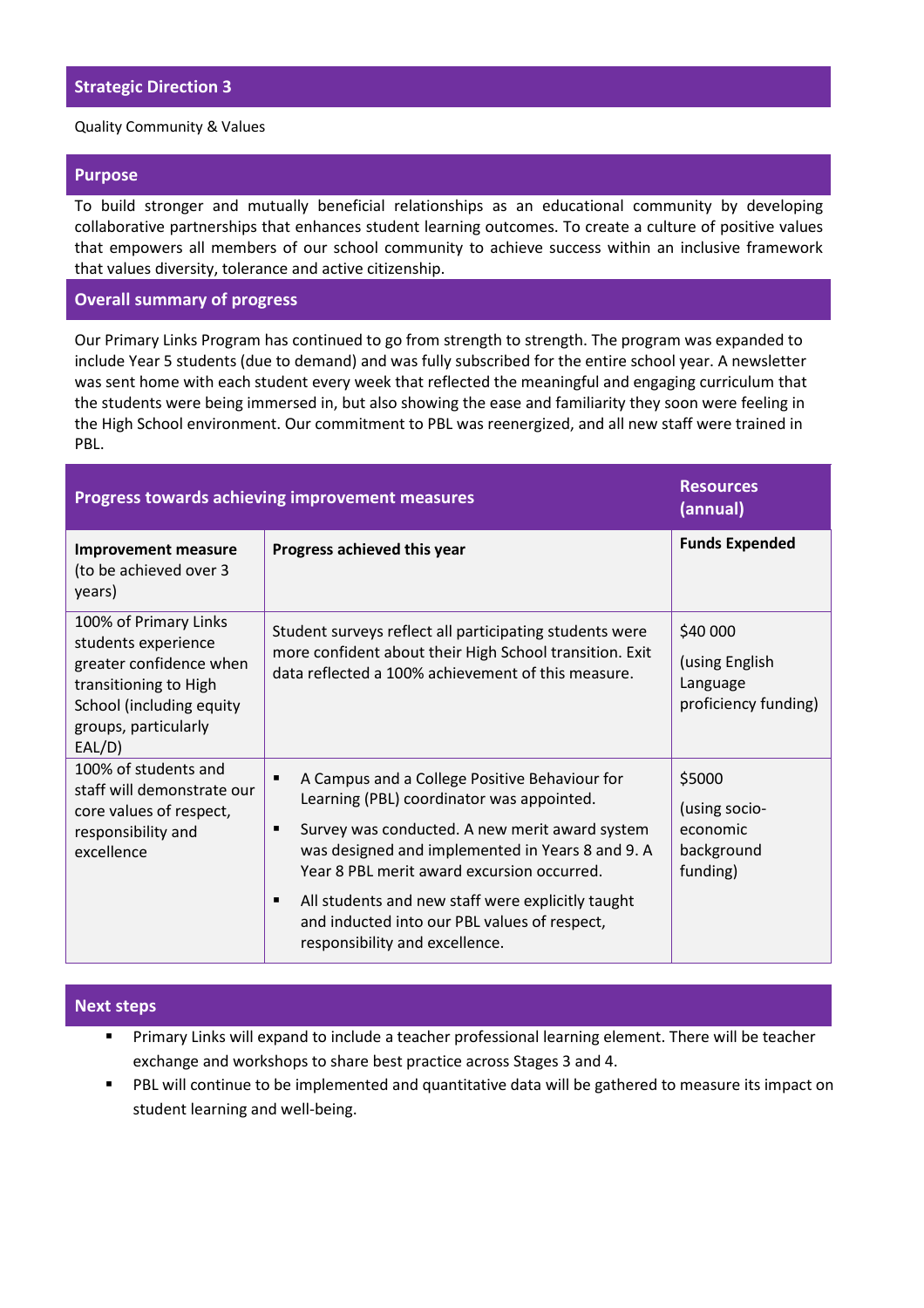## Strategic Direction 3

Quality Community & Values

## Purpose

To build stronger and mutually beneficial relationships as an educational community by developing collaborative partnerships that enhances student learning outcomes. To create a culture of positive values that empowers all members of our school community to achieve success within an inclusive framework that values diversity, tolerance and active citizenship.

## Overall summary of progress

Our Primary Links Program has continued to go from strength to strength. The program was expanded to include Year 5 students (due to demand) and was fully subscribed for the entire school year. A newsletter was sent home with each student every week that reflected the meaningful and engaging curriculum that the students were being immersed in, but also showing the ease and familiarity they soon were feeling in the High School environment. Our commitment to PBL was reenergized, and all new staff were trained in PBL.

| Progress towards achieving improvement measures | | Resources (annual) |
|---|---|---|
| **Improvement measure** (to be achieved over 3 years) | **Progress achieved this year** | **Funds Expended** |
| 100% of Primary Links students experience greater confidence when transitioning to High School (including equity groups, particularly EAL/D) | Student surveys reflect all participating students were more confident about their High School transition. Exit data reflected a 100% achievement of this measure. | $40 000 (using English Language proficiency funding) |
| 100% of students and staff will demonstrate our core values of respect, responsibility and excellence | ▪ A Campus and a College Positive Behaviour for Learning (PBL) coordinator was appointed. ▪ Survey was conducted. A new merit award system was designed and implemented in Years 8 and 9. A Year 8 PBL merit award excursion occurred. ▪ All students and new staff were explicitly taught and inducted into our PBL values of respect, responsibility and excellence. | $5000 (using socio-economic background funding) |

## Next steps

- Primary Links will expand to include a teacher professional learning element. There will be teacher exchange and workshops to share best practice across Stages 3 and 4.
- PBL will continue to be implemented and quantitative data will be gathered to measure its impact on student learning and well-being.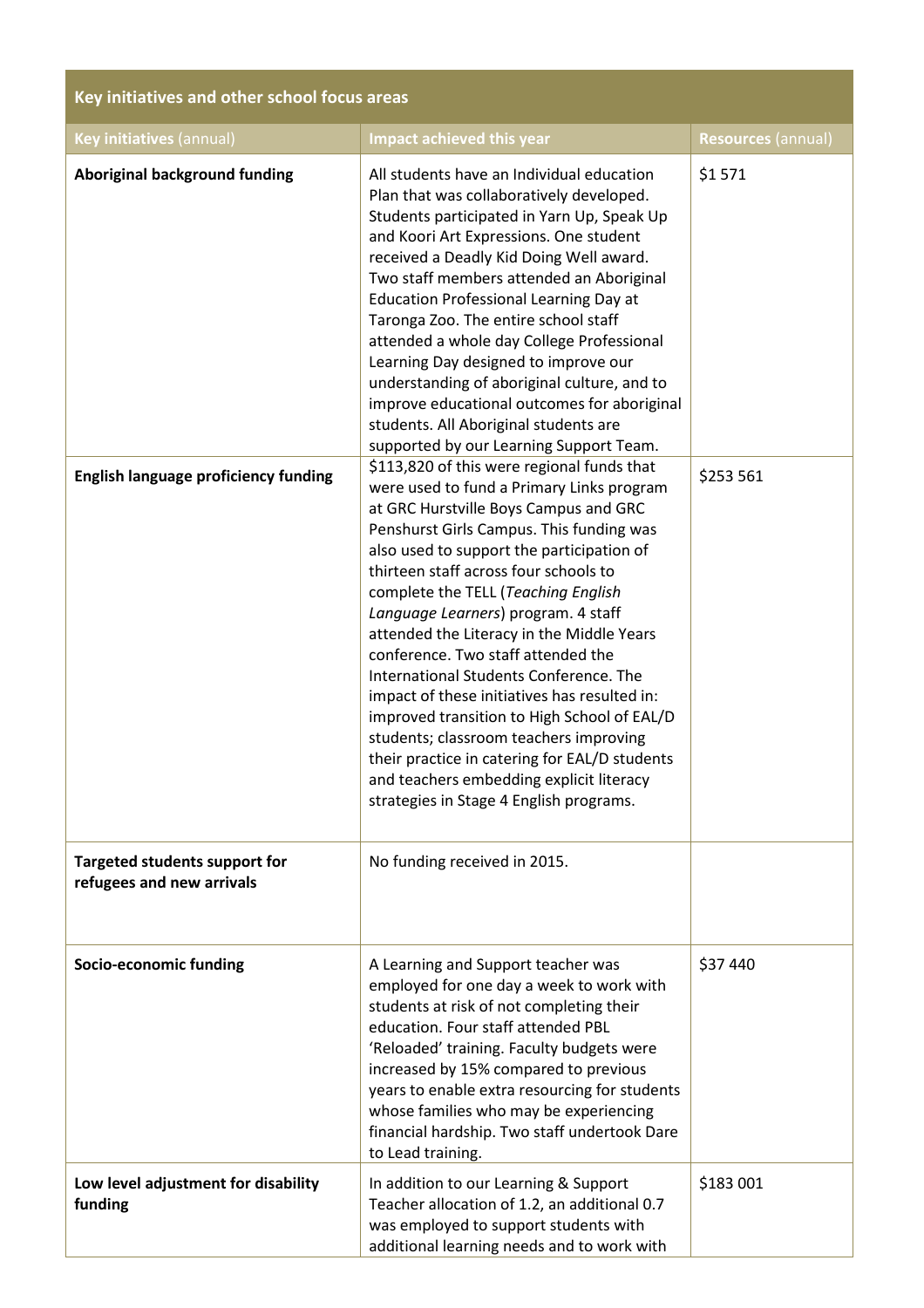| Key initiatives and other school focus areas | | |
|---|---|---|
| **Key initiatives** (annual) | **Impact achieved this year** | **Resources** (annual) |
| **Aboriginal background funding** | All students have an Individual education Plan that was collaboratively developed. Students participated in Yarn Up, Speak Up and Koori Art Expressions. One student received a Deadly Kid Doing Well award. Two staff members attended an Aboriginal Education Professional Learning Day at Taronga Zoo. The entire school staff attended a whole day College Professional Learning Day designed to improve our understanding of aboriginal culture, and to improve educational outcomes for aboriginal students. All Aboriginal students are supported by our Learning Support Team. | $1 571 |
| **English language proficiency funding** | $113,820 of this were regional funds that were used to fund a Primary Links program at GRC Hurstville Boys Campus and GRC Penshurst Girls Campus. This funding was also used to support the participation of thirteen staff across four schools to complete the TELL (*Teaching English Language Learners*) program. 4 staff attended the Literacy in the Middle Years conference. Two staff attended the International Students Conference. The impact of these initiatives has resulted in: improved transition to High School of EAL/D students; classroom teachers improving their practice in catering for EAL/D students and teachers embedding explicit literacy strategies in Stage 4 English programs. | $253 561 |
| **Targeted students support for refugees and new arrivals** | No funding received in 2015. | |
| **Socio-economic funding** | A Learning and Support teacher was employed for one day a week to work with students at risk of not completing their education. Four staff attended PBL 'Reloaded' training. Faculty budgets were increased by 15% compared to previous years to enable extra resourcing for students whose families who may be experiencing financial hardship. Two staff undertook Dare to Lead training. | $37 440 |
| **Low level adjustment for disability funding** | In addition to our Learning & Support Teacher allocation of 1.2, an additional 0.7 was employed to support students with additional learning needs and to work with | $183 001 |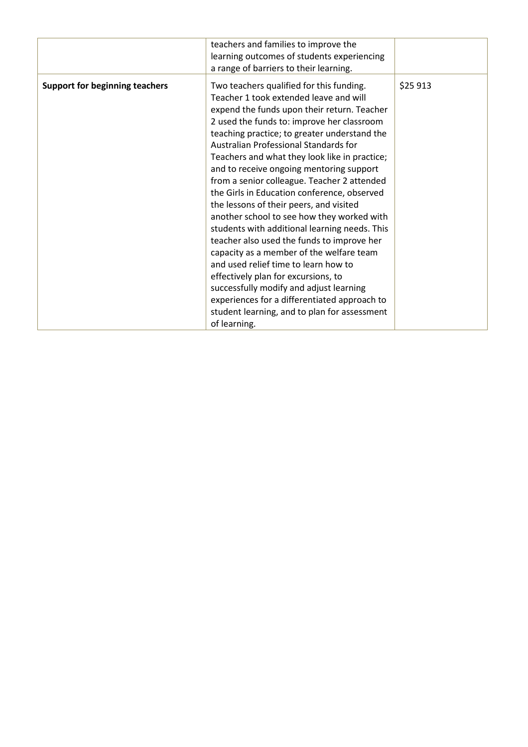| | | |
|---|---|---|
| | teachers and families to improve the learning outcomes of students experiencing a range of barriers to their learning. | |
| **Support for beginning teachers** | Two teachers qualified for this funding. Teacher 1 took extended leave and will expend the funds upon their return. Teacher 2 used the funds to: improve her classroom teaching practice; to greater understand the Australian Professional Standards for Teachers and what they look like in practice; and to receive ongoing mentoring support from a senior colleague. Teacher 2 attended the Girls in Education conference, observed the lessons of their peers, and visited another school to see how they worked with students with additional learning needs. This teacher also used the funds to improve her capacity as a member of the welfare team and used relief time to learn how to effectively plan for excursions, to successfully modify and adjust learning experiences for a differentiated approach to student learning, and to plan for assessment of learning. | $25 913 |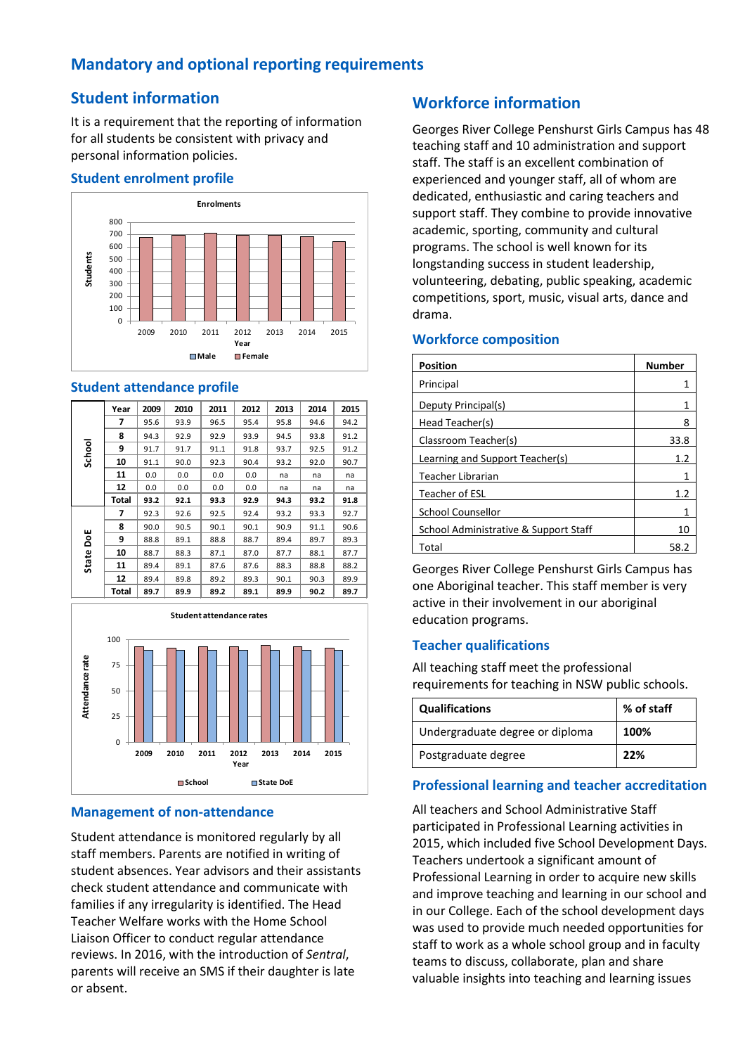## Mandatory and optional reporting requirements

### Student information

It is a requirement that the reporting of information for all students be consistent with privacy and personal information policies.

#### Student enrolment profile

#### Student attendance profile

| | Year | 2009 | 2010 | 2011 | 2012 | 2013 | 2014 | 2015 |
|---|---|---|---|---|---|---|---|---|
| School | 7 | 95.6 | 93.9 | 96.5 | 95.4 | 95.8 | 94.6 | 94.2 |
| | 8 | 94.3 | 92.9 | 92.9 | 93.9 | 94.5 | 93.8 | 91.2 |
| | 9 | 91.7 | 91.7 | 91.1 | 91.8 | 93.7 | 92.5 | 91.2 |
| | 10 | 91.1 | 90.0 | 92.3 | 90.4 | 93.2 | 92.0 | 90.7 |
| | 11 | 0.0 | 0.0 | 0.0 | 0.0 | na | na | na |
| | 12 | 0.0 | 0.0 | 0.0 | 0.0 | na | na | na |
| | Total | 93.2 | 92.1 | 93.3 | 92.9 | 94.3 | 93.2 | 91.8 |
| State DoE | 7 | 92.3 | 92.6 | 92.5 | 92.4 | 93.2 | 93.3 | 92.7 |
| | 8 | 90.0 | 90.5 | 90.1 | 90.1 | 90.9 | 91.1 | 90.6 |
| | 9 | 88.8 | 89.1 | 88.8 | 88.7 | 89.4 | 89.7 | 89.3 |
| | 10 | 88.7 | 88.3 | 87.1 | 87.0 | 87.7 | 88.1 | 87.7 |
| | 11 | 89.4 | 89.1 | 87.6 | 87.6 | 88.3 | 88.8 | 88.2 |
| | 12 | 89.4 | 89.8 | 89.2 | 89.3 | 90.1 | 90.3 | 89.9 |
| | Total | 89.7 | 89.9 | 89.2 | 89.1 | 89.9 | 90.2 | 89.7 |

#### Management of non-attendance

Student attendance is monitored regularly by all staff members. Parents are notified in writing of student absences. Year advisors and their assistants check student attendance and communicate with families if any irregularity is identified. The Head Teacher Welfare works with the Home School Liaison Officer to conduct regular attendance reviews. In 2016, with the introduction of *Sentral*, parents will receive an SMS if their daughter is late or absent.

### Workforce information

Georges River College Penshurst Girls Campus has 48 teaching staff and 10 administration and support staff. The staff is an excellent combination of experienced and younger staff, all of whom are dedicated, enthusiastic and caring teachers and support staff. They combine to provide innovative academic, sporting, community and cultural programs. The school is well known for its longstanding success in student leadership, volunteering, debating, public speaking, academic competitions, sport, music, visual arts, dance and drama.

#### Workforce composition

| Position | Number |
|---|---|
| Principal | 1 |
| Deputy Principal(s) | 1 |
| Head Teacher(s) | 8 |
| Classroom Teacher(s) | 33.8 |
| Learning and Support Teacher(s) | 1.2 |
| Teacher Librarian | 1 |
| Teacher of ESL | 1.2 |
| School Counsellor | 1 |
| School Administrative & Support Staff | 10 |
| Total | 58.2 |

Georges River College Penshurst Girls Campus has one Aboriginal teacher. This staff member is very active in their involvement in our aboriginal education programs.

#### Teacher qualifications

All teaching staff meet the professional requirements for teaching in NSW public schools.

| Qualifications | % of staff |
|---|---|
| Undergraduate degree or diploma | **100%** |
| Postgraduate degree | **22%** |

#### Professional learning and teacher accreditation

All teachers and School Administrative Staff participated in Professional Learning activities in 2015, which included five School Development Days. Teachers undertook a significant amount of Professional Learning in order to acquire new skills and improve teaching and learning in our school and in our College. Each of the school development days was used to provide much needed opportunities for staff to work as a whole school group and in faculty teams to discuss, collaborate, plan and share valuable insights into teaching and learning issues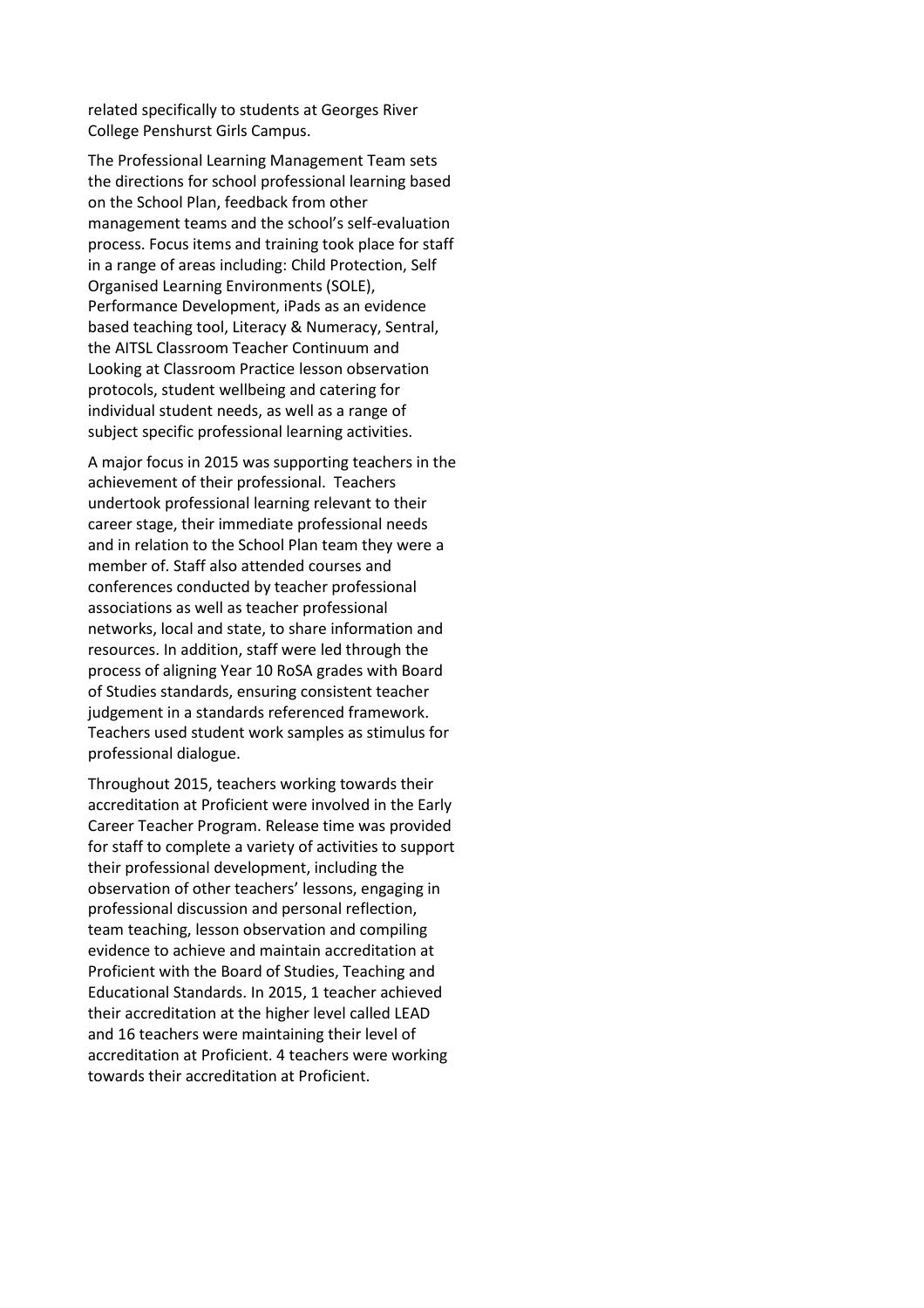related specifically to students at Georges River College Penshurst Girls Campus.

The Professional Learning Management Team sets the directions for school professional learning based on the School Plan, feedback from other management teams and the school's self-evaluation process. Focus items and training took place for staff in a range of areas including: Child Protection, Self Organised Learning Environments (SOLE), Performance Development, iPads as an evidence based teaching tool, Literacy & Numeracy, Sentral, the AITSL Classroom Teacher Continuum and Looking at Classroom Practice lesson observation protocols, student wellbeing and catering for individual student needs, as well as a range of subject specific professional learning activities.

A major focus in 2015 was supporting teachers in the achievement of their professional. Teachers undertook professional learning relevant to their career stage, their immediate professional needs and in relation to the School Plan team they were a member of. Staff also attended courses and conferences conducted by teacher professional associations as well as teacher professional networks, local and state, to share information and resources. In addition, staff were led through the process of aligning Year 10 RoSA grades with Board of Studies standards, ensuring consistent teacher judgement in a standards referenced framework. Teachers used student work samples as stimulus for professional dialogue.

Throughout 2015, teachers working towards their accreditation at Proficient were involved in the Early Career Teacher Program. Release time was provided for staff to complete a variety of activities to support their professional development, including the observation of other teachers' lessons, engaging in professional discussion and personal reflection, team teaching, lesson observation and compiling evidence to achieve and maintain accreditation at Proficient with the Board of Studies, Teaching and Educational Standards. In 2015, 1 teacher achieved their accreditation at the higher level called LEAD and 16 teachers were maintaining their level of accreditation at Proficient. 4 teachers were working towards their accreditation at Proficient.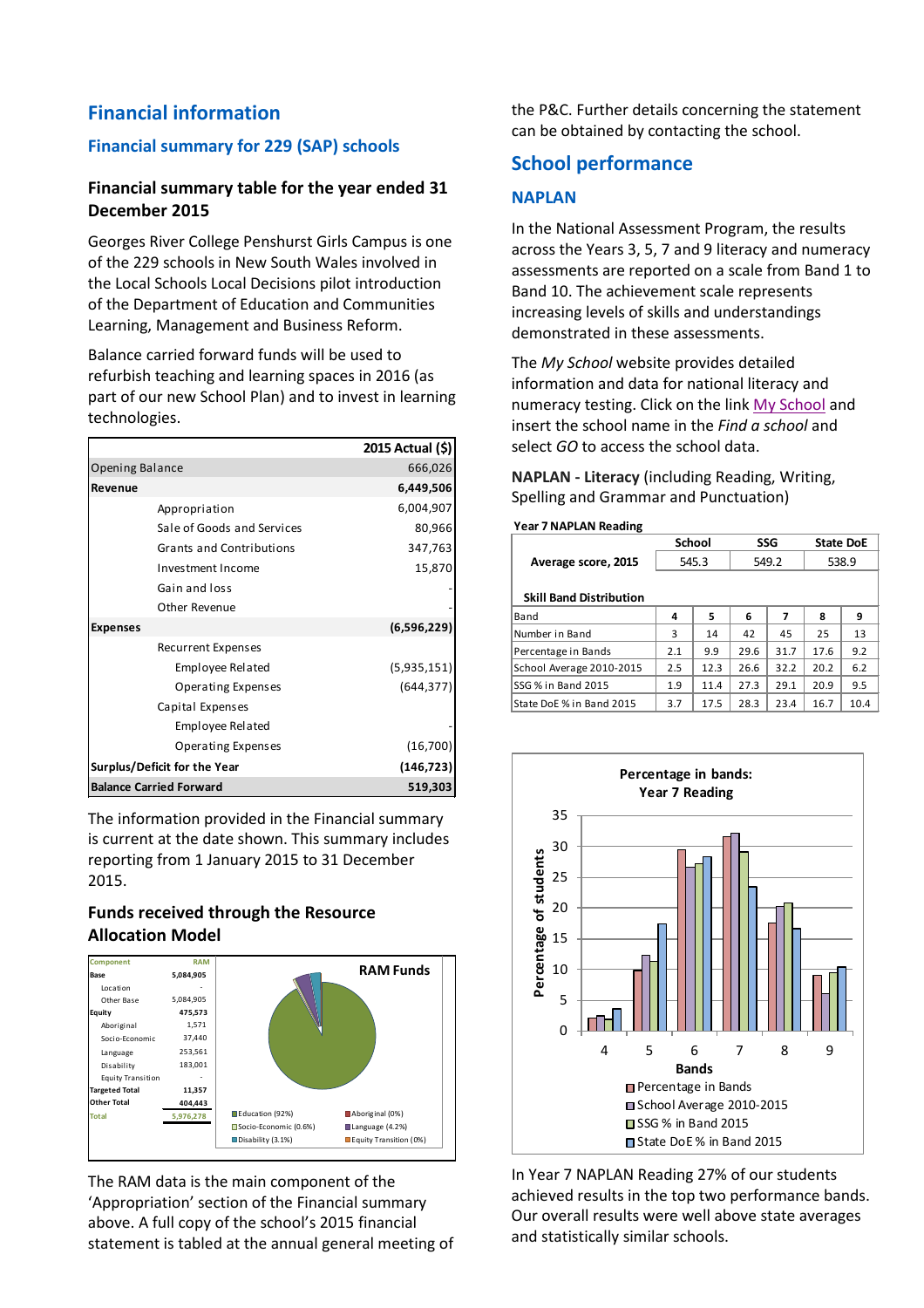## Financial information

### Financial summary for 229 (SAP) schools

#### Financial summary table for the year ended 31 December 2015

Georges River College Penshurst Girls Campus is one of the 229 schools in New South Wales involved in the Local Schools Local Decisions pilot introduction of the Department of Education and Communities Learning, Management and Business Reform.

Balance carried forward funds will be used to refurbish teaching and learning spaces in 2016 (as part of our new School Plan) and to invest in learning technologies.

| | 2015 Actual ($) |
|---|---|
| Opening Balance | 666,026 |
| **Revenue** | **6,449,506** |
| Appropriation | 6,004,907 |
| Sale of Goods and Services | 80,966 |
| Grants and Contributions | 347,763 |
| Investment Income | 15,870 |
| Gain and loss | - |
| Other Revenue | - |
| **Expenses** | **(6,596,229)** |
| Recurrent Expenses | |
| Employee Related | (5,935,151) |
| Operating Expenses | (644,377) |
| Capital Expenses | |
| Employee Related | - |
| Operating Expenses | (16,700) |
| **Surplus/Deficit for the Year** | **(146,723)** |
| **Balance Carried Forward** | **519,303** |

The information provided in the Financial summary is current at the date shown. This summary includes reporting from 1 January 2015 to 31 December 2015.

#### Funds received through the Resource Allocation Model

| Component | RAM |
|---|---|
| **Base** | **5,084,905** |
| Location | - |
| Other Base | 5,084,905 |
| **Equity** | **475,573** |
| Aboriginal | 1,571 |
| Socio-Economic | 37,440 |
| Language | 253,561 |
| Disability | 183,001 |
| Equity Transition | - |
| **Targeted Total** | **11,357** |
| **Other Total** | **404,443** |
| Total | 5,976,278 |

RAM Funds: Education (92%), Aboriginal (0%), Socio-Economic (0.6%), Language (4.2%), Disability (3.1%), Equity Transition (0%)

The RAM data is the main component of the 'Appropriation' section of the Financial summary above. A full copy of the school's 2015 financial statement is tabled at the annual general meeting of the P&C. Further details concerning the statement can be obtained by contacting the school.

## School performance

### NAPLAN

In the National Assessment Program, the results across the Years 3, 5, 7 and 9 literacy and numeracy assessments are reported on a scale from Band 1 to Band 10. The achievement scale represents increasing levels of skills and understandings demonstrated in these assessments.

The *My School* website provides detailed information and data for national literacy and numeracy testing. Click on the link My School and insert the school name in the *Find a school* and select *GO* to access the school data.

**NAPLAN - Literacy** (including Reading, Writing, Spelling and Grammar and Punctuation)

**Year 7 NAPLAN Reading**

| | School | SSG | State DoE |
|---|---|---|---|
| **Average score, 2015** | 545.3 | 549.2 | 538.9 |

**Skill Band Distribution**

| Band | 4 | 5 | 6 | 7 | 8 | 9 |
|---|---|---|---|---|---|---|
| Number in Band | 3 | 14 | 42 | 45 | 25 | 13 |
| Percentage in Bands | 2.1 | 9.9 | 29.6 | 31.7 | 17.6 | 9.2 |
| School Average 2010-2015 | 2.5 | 12.3 | 26.6 | 32.2 | 20.2 | 6.2 |
| SSG % in Band 2015 | 1.9 | 11.4 | 27.3 | 29.1 | 20.9 | 9.5 |
| State DoE % in Band 2015 | 3.7 | 17.5 | 28.3 | 23.4 | 16.7 | 10.4 |

Percentage in bands: Year 7 Reading (chart: Percentage of students by Bands 4–9; Percentage in Bands, School Average 2010-2015, SSG % in Band 2015, State DoE % in Band 2015)

In Year 7 NAPLAN Reading 27% of our students achieved results in the top two performance bands. Our overall results were well above state averages and statistically similar schools.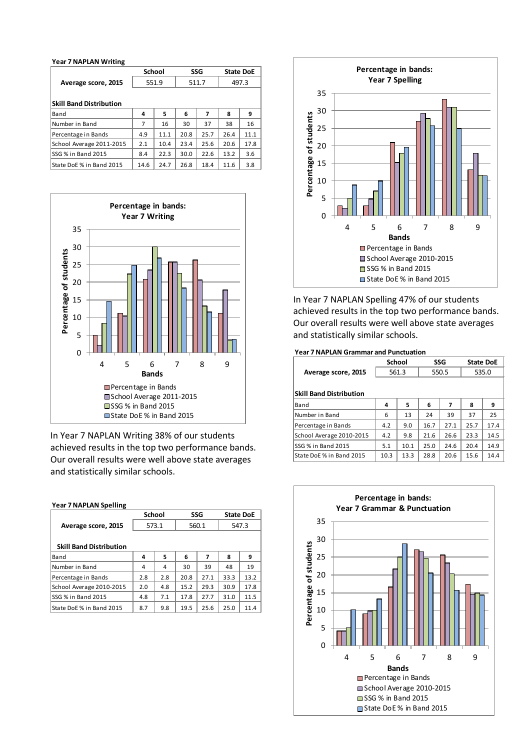### Year 7 NAPLAN Writing

| | School | SSG | State DoE |
|---|---|---|---|
| **Average score, 2015** | 551.9 | 511.7 | 497.3 |

**Skill Band Distribution**

| Band | 4 | 5 | 6 | 7 | 8 | 9 |
|---|---|---|---|---|---|---|
| Number in Band | 7 | 16 | 30 | 37 | 38 | 16 |
| Percentage in Bands | 4.9 | 11.1 | 20.8 | 25.7 | 26.4 | 11.1 |
| School Average 2011-2015 | 2.1 | 10.4 | 23.4 | 25.6 | 20.6 | 17.8 |
| SSG % in Band 2015 | 8.4 | 22.3 | 30.0 | 22.6 | 13.2 | 3.6 |
| State DoE % in Band 2015 | 14.6 | 24.7 | 26.8 | 18.4 | 11.6 | 3.8 |

**Percentage in bands: Year 7 Writing**

In Year 7 NAPLAN Writing 38% of our students achieved results in the top two performance bands. Our overall results were well above state averages and statistically similar schools.

### Year 7 NAPLAN Spelling

| | School | SSG | State DoE |
|---|---|---|---|
| **Average score, 2015** | 573.1 | 560.1 | 547.3 |

**Skill Band Distribution**

| Band | 4 | 5 | 6 | 7 | 8 | 9 |
|---|---|---|---|---|---|---|
| Number in Band | 4 | 4 | 30 | 39 | 48 | 19 |
| Percentage in Bands | 2.8 | 2.8 | 20.8 | 27.1 | 33.3 | 13.2 |
| School Average 2010-2015 | 2.0 | 4.8 | 15.2 | 29.3 | 30.9 | 17.8 |
| SSG % in Band 2015 | 4.8 | 7.1 | 17.8 | 27.7 | 31.0 | 11.5 |
| State DoE % in Band 2015 | 8.7 | 9.8 | 19.5 | 25.6 | 25.0 | 11.4 |

**Percentage in bands: Year 7 Spelling**

In Year 7 NAPLAN Spelling 47% of our students achieved results in the top two performance bands. Our overall results were well above state averages and statistically similar schools.

### Year 7 NAPLAN Grammar and Punctuation

| | School | SSG | State DoE |
|---|---|---|---|
| **Average score, 2015** | 561.3 | 550.5 | 535.0 |

**Skill Band Distribution**

| Band | 4 | 5 | 6 | 7 | 8 | 9 |
|---|---|---|---|---|---|---|
| Number in Band | 6 | 13 | 24 | 39 | 37 | 25 |
| Percentage in Bands | 4.2 | 9.0 | 16.7 | 27.1 | 25.7 | 17.4 |
| School Average 2010-2015 | 4.2 | 9.8 | 21.6 | 26.6 | 23.3 | 14.5 |
| SSG % in Band 2015 | 5.1 | 10.1 | 25.0 | 24.6 | 20.4 | 14.9 |
| State DoE % in Band 2015 | 10.3 | 13.3 | 28.8 | 20.6 | 15.6 | 14.4 |

**Percentage in bands: Year 7 Grammar & Punctuation**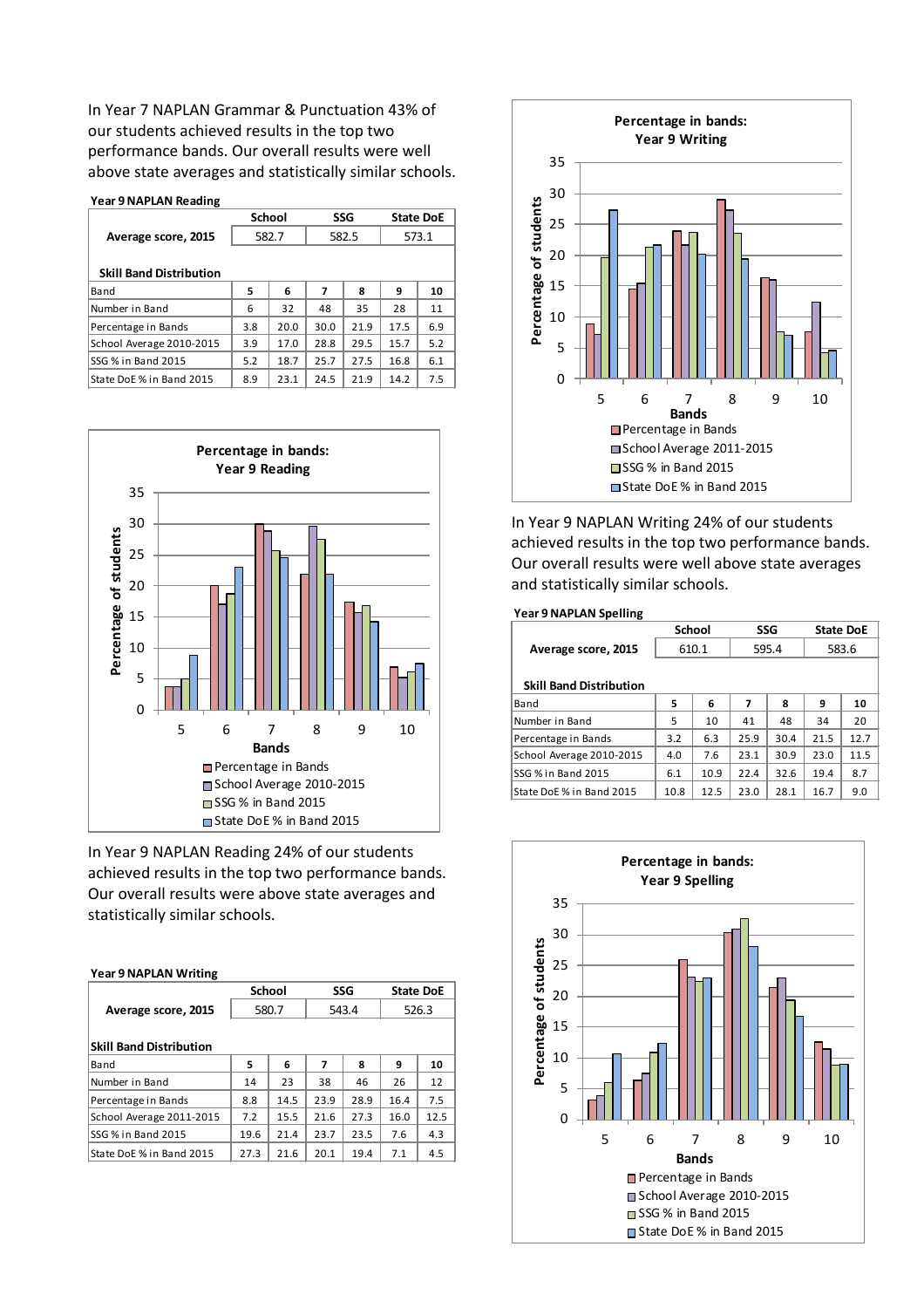In Year 7 NAPLAN Grammar & Punctuation 43% of our students achieved results in the top two performance bands. Our overall results were well above state averages and statistically similar schools.

**Year 9 NAPLAN Reading**

| | School | | SSG | | State DoE | |
|---|---|---|---|---|---|---|
| **Average score, 2015** | 582.7 | | 582.5 | | 573.1 | |
| **Skill Band Distribution** | | | | | | |
| Band | 5 | 6 | 7 | 8 | 9 | 10 |
| Number in Band | 6 | 32 | 48 | 35 | 28 | 11 |
| Percentage in Bands | 3.8 | 20.0 | 30.0 | 21.9 | 17.5 | 6.9 |
| School Average 2010-2015 | 3.9 | 17.0 | 28.8 | 29.5 | 15.7 | 5.2 |
| SSG % in Band 2015 | 5.2 | 18.7 | 25.7 | 27.5 | 16.8 | 6.1 |
| State DoE % in Band 2015 | 8.9 | 23.1 | 24.5 | 21.9 | 14.2 | 7.5 |

**Percentage in bands: Year 9 Reading**

In Year 9 NAPLAN Reading 24% of our students achieved results in the top two performance bands. Our overall results were above state averages and statistically similar schools.

**Year 9 NAPLAN Writing**

| | School | | SSG | | State DoE | |
|---|---|---|---|---|---|---|
| **Average score, 2015** | 580.7 | | 543.4 | | 526.3 | |
| **Skill Band Distribution** | | | | | | |
| Band | 5 | 6 | 7 | 8 | 9 | 10 |
| Number in Band | 14 | 23 | 38 | 46 | 26 | 12 |
| Percentage in Bands | 8.8 | 14.5 | 23.9 | 28.9 | 16.4 | 7.5 |
| School Average 2011-2015 | 7.2 | 15.5 | 21.6 | 27.3 | 16.0 | 12.5 |
| SSG % in Band 2015 | 19.6 | 21.4 | 23.7 | 23.5 | 7.6 | 4.3 |
| State DoE % in Band 2015 | 27.3 | 21.6 | 20.1 | 19.4 | 7.1 | 4.5 |

**Percentage in bands: Year 9 Writing**

In Year 9 NAPLAN Writing 24% of our students achieved results in the top two performance bands. Our overall results were well above state averages and statistically similar schools.

**Year 9 NAPLAN Spelling**

| | School | | SSG | | State DoE | |
|---|---|---|---|---|---|---|
| **Average score, 2015** | 610.1 | | 595.4 | | 583.6 | |
| **Skill Band Distribution** | | | | | | |
| Band | 5 | 6 | 7 | 8 | 9 | 10 |
| Number in Band | 5 | 10 | 41 | 48 | 34 | 20 |
| Percentage in Bands | 3.2 | 6.3 | 25.9 | 30.4 | 21.5 | 12.7 |
| School Average 2010-2015 | 4.0 | 7.6 | 23.1 | 30.9 | 23.0 | 11.5 |
| SSG % in Band 2015 | 6.1 | 10.9 | 22.4 | 32.6 | 19.4 | 8.7 |
| State DoE % in Band 2015 | 10.8 | 12.5 | 23.0 | 28.1 | 16.7 | 9.0 |

**Percentage in bands: Year 9 Spelling**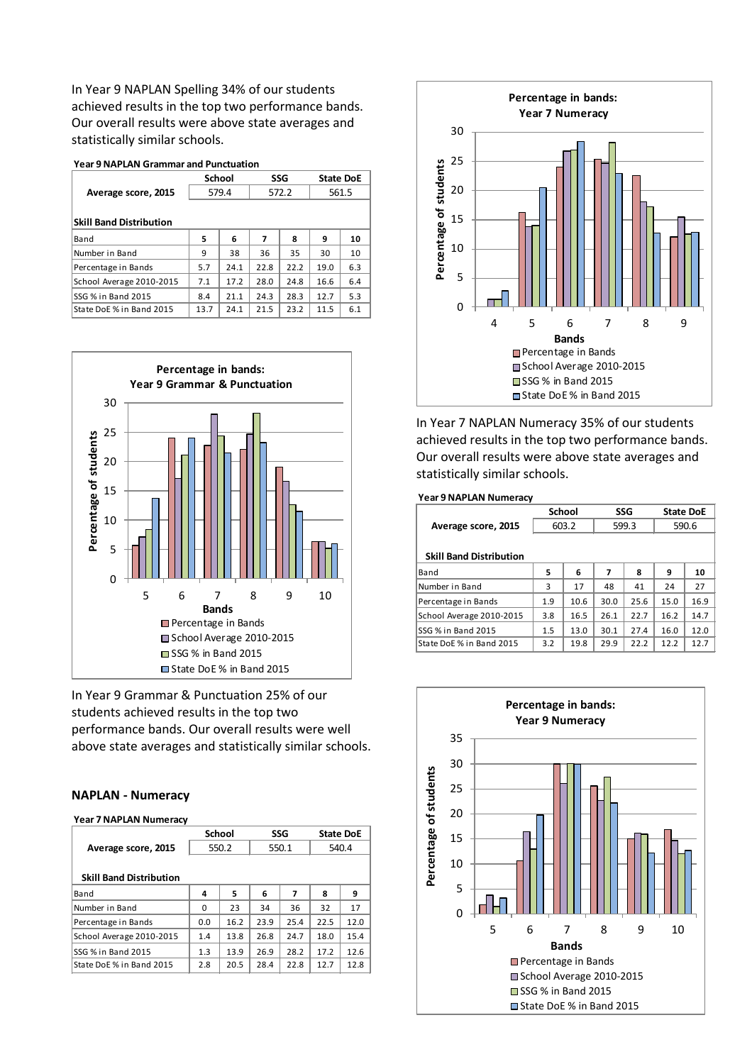In Year 9 NAPLAN Spelling 34% of our students achieved results in the top two performance bands. Our overall results were above state averages and statistically similar schools.

**Year 9 NAPLAN Grammar and Punctuation**

| | School | SSG | State DoE |
|---|---|---|---|
| **Average score, 2015** | 579.4 | 572.2 | 561.5 |

**Skill Band Distribution**

| Band | 5 | 6 | 7 | 8 | 9 | 10 |
|---|---|---|---|---|---|---|
| Number in Band | 9 | 38 | 36 | 35 | 30 | 10 |
| Percentage in Bands | 5.7 | 24.1 | 22.8 | 22.2 | 19.0 | 6.3 |
| School Average 2010-2015 | 7.1 | 17.2 | 28.0 | 24.8 | 16.6 | 6.4 |
| SSG % in Band 2015 | 8.4 | 21.1 | 24.3 | 28.3 | 12.7 | 5.3 |
| State DoE % in Band 2015 | 13.7 | 24.1 | 21.5 | 23.2 | 11.5 | 6.1 |

**Percentage in bands: Year 9 Grammar & Punctuation**

In Year 9 Grammar & Punctuation 25% of our students achieved results in the top two performance bands. Our overall results were well above state averages and statistically similar schools.

## NAPLAN - Numeracy

**Year 7 NAPLAN Numeracy**

| | School | SSG | State DoE |
|---|---|---|---|
| **Average score, 2015** | 550.2 | 550.1 | 540.4 |

**Skill Band Distribution**

| Band | 4 | 5 | 6 | 7 | 8 | 9 |
|---|---|---|---|---|---|---|
| Number in Band | 0 | 23 | 34 | 36 | 32 | 17 |
| Percentage in Bands | 0.0 | 16.2 | 23.9 | 25.4 | 22.5 | 12.0 |
| School Average 2010-2015 | 1.4 | 13.8 | 26.8 | 24.7 | 18.0 | 15.4 |
| SSG % in Band 2015 | 1.3 | 13.9 | 26.9 | 28.2 | 17.2 | 12.6 |
| State DoE % in Band 2015 | 2.8 | 20.5 | 28.4 | 22.8 | 12.7 | 12.8 |

**Percentage in bands: Year 7 Numeracy**

In Year 7 NAPLAN Numeracy 35% of our students achieved results in the top two performance bands. Our overall results were above state averages and statistically similar schools.

**Year 9 NAPLAN Numeracy**

| | School | SSG | State DoE |
|---|---|---|---|
| **Average score, 2015** | 603.2 | 599.3 | 590.6 |

**Skill Band Distribution**

| Band | 5 | 6 | 7 | 8 | 9 | 10 |
|---|---|---|---|---|---|---|
| Number in Band | 3 | 17 | 48 | 41 | 24 | 27 |
| Percentage in Bands | 1.9 | 10.6 | 30.0 | 25.6 | 15.0 | 16.9 |
| School Average 2010-2015 | 3.8 | 16.5 | 26.1 | 22.7 | 16.2 | 14.7 |
| SSG % in Band 2015 | 1.5 | 13.0 | 30.1 | 27.4 | 16.0 | 12.0 |
| State DoE % in Band 2015 | 3.2 | 19.8 | 29.9 | 22.2 | 12.2 | 12.7 |

**Percentage in bands: Year 9 Numeracy**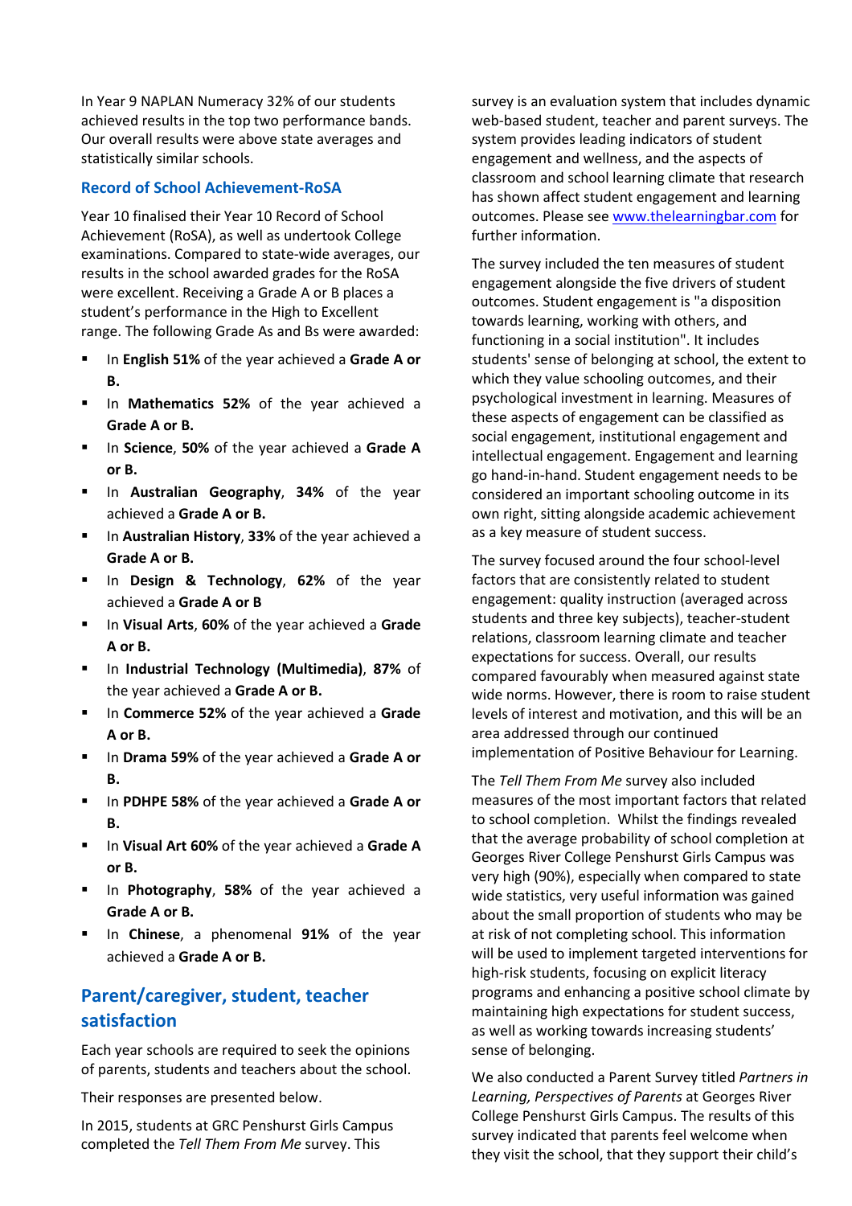In Year 9 NAPLAN Numeracy 32% of our students achieved results in the top two performance bands. Our overall results were above state averages and statistically similar schools.

### Record of School Achievement-RoSA

Year 10 finalised their Year 10 Record of School Achievement (RoSA), as well as undertook College examinations. Compared to state-wide averages, our results in the school awarded grades for the RoSA were excellent. Receiving a Grade A or B places a student's performance in the High to Excellent range. The following Grade As and Bs were awarded:

- In **English 51%** of the year achieved a **Grade A or B.**
- In **Mathematics 52%** of the year achieved a **Grade A or B.**
- In **Science**, **50%** of the year achieved a **Grade A or B.**
- In **Australian Geography**, **34%** of the year achieved a **Grade A or B.**
- In **Australian History**, **33%** of the year achieved a **Grade A or B.**
- In **Design & Technology**, **62%** of the year achieved a **Grade A or B**
- In **Visual Arts**, **60%** of the year achieved a **Grade A or B.**
- In **Industrial Technology (Multimedia)**, **87%** of the year achieved a **Grade A or B.**
- In **Commerce 52%** of the year achieved a **Grade A or B.**
- In **Drama 59%** of the year achieved a **Grade A or B.**
- In **PDHPE 58%** of the year achieved a **Grade A or B.**
- In **Visual Art 60%** of the year achieved a **Grade A or B.**
- In **Photography**, **58%** of the year achieved a **Grade A or B.**
- In **Chinese**, a phenomenal **91%** of the year achieved a **Grade A or B.**

## Parent/caregiver, student, teacher satisfaction

Each year schools are required to seek the opinions of parents, students and teachers about the school.

Their responses are presented below.

In 2015, students at GRC Penshurst Girls Campus completed the *Tell Them From Me* survey. This survey is an evaluation system that includes dynamic web-based student, teacher and parent surveys. The system provides leading indicators of student engagement and wellness, and the aspects of classroom and school learning climate that research has shown affect student engagement and learning outcomes. Please see www.thelearningbar.com for further information.

The survey included the ten measures of student engagement alongside the five drivers of student outcomes. Student engagement is "a disposition towards learning, working with others, and functioning in a social institution". It includes students' sense of belonging at school, the extent to which they value schooling outcomes, and their psychological investment in learning. Measures of these aspects of engagement can be classified as social engagement, institutional engagement and intellectual engagement. Engagement and learning go hand-in-hand. Student engagement needs to be considered an important schooling outcome in its own right, sitting alongside academic achievement as a key measure of student success.

The survey focused around the four school-level factors that are consistently related to student engagement: quality instruction (averaged across students and three key subjects), teacher-student relations, classroom learning climate and teacher expectations for success. Overall, our results compared favourably when measured against state wide norms. However, there is room to raise student levels of interest and motivation, and this will be an area addressed through our continued implementation of Positive Behaviour for Learning.

The *Tell Them From Me* survey also included measures of the most important factors that related to school completion. Whilst the findings revealed that the average probability of school completion at Georges River College Penshurst Girls Campus was very high (90%), especially when compared to state wide statistics, very useful information was gained about the small proportion of students who may be at risk of not completing school. This information will be used to implement targeted interventions for high-risk students, focusing on explicit literacy programs and enhancing a positive school climate by maintaining high expectations for student success, as well as working towards increasing students' sense of belonging.

We also conducted a Parent Survey titled *Partners in Learning, Perspectives of Parents* at Georges River College Penshurst Girls Campus. The results of this survey indicated that parents feel welcome when they visit the school, that they support their child's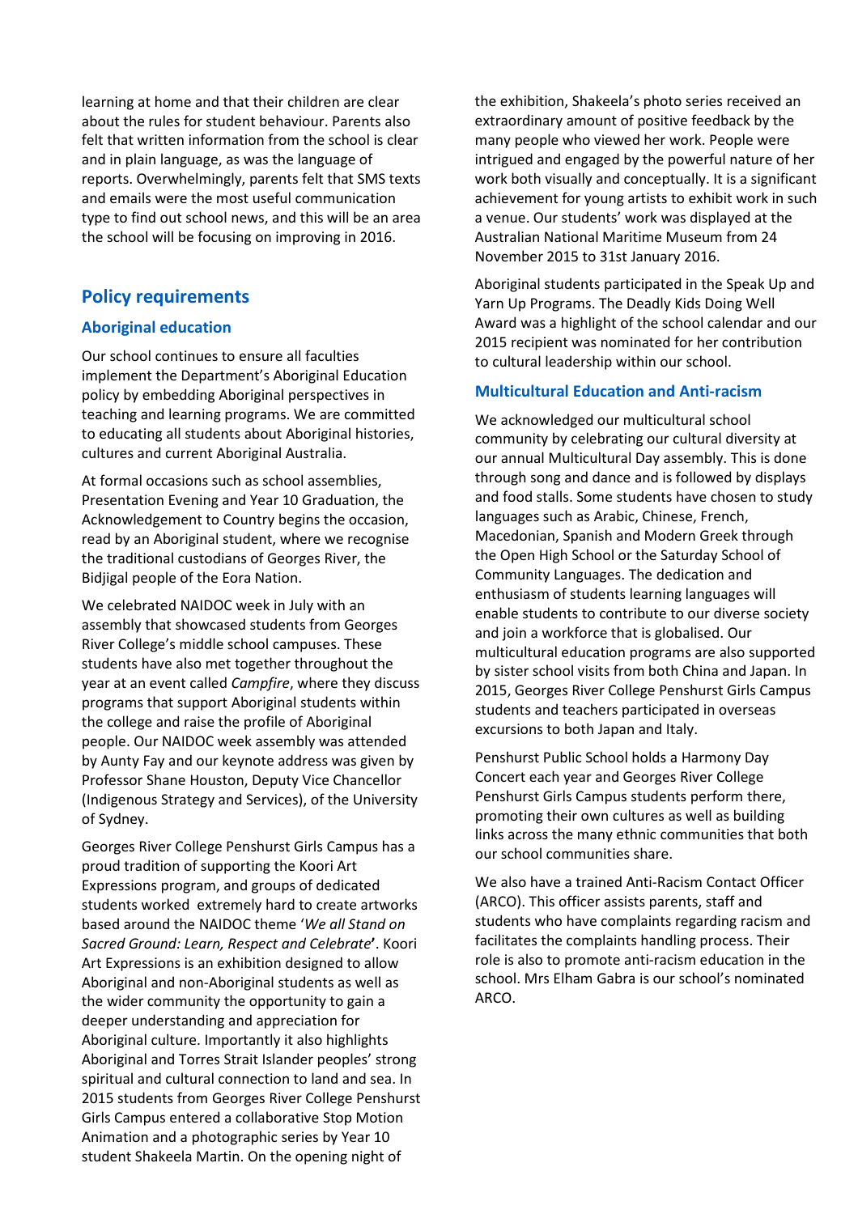learning at home and that their children are clear about the rules for student behaviour. Parents also felt that written information from the school is clear and in plain language, as was the language of reports. Overwhelmingly, parents felt that SMS texts and emails were the most useful communication type to find out school news, and this will be an area the school will be focusing on improving in 2016.

## Policy requirements

### Aboriginal education

Our school continues to ensure all faculties implement the Department's Aboriginal Education policy by embedding Aboriginal perspectives in teaching and learning programs. We are committed to educating all students about Aboriginal histories, cultures and current Aboriginal Australia.

At formal occasions such as school assemblies, Presentation Evening and Year 10 Graduation, the Acknowledgement to Country begins the occasion, read by an Aboriginal student, where we recognise the traditional custodians of Georges River, the Bidjigal people of the Eora Nation.

We celebrated NAIDOC week in July with an assembly that showcased students from Georges River College's middle school campuses. These students have also met together throughout the year at an event called *Campfire*, where they discuss programs that support Aboriginal students within the college and raise the profile of Aboriginal people. Our NAIDOC week assembly was attended by Aunty Fay and our keynote address was given by Professor Shane Houston, Deputy Vice Chancellor (Indigenous Strategy and Services), of the University of Sydney.

Georges River College Penshurst Girls Campus has a proud tradition of supporting the Koori Art Expressions program, and groups of dedicated students worked extremely hard to create artworks based around the NAIDOC theme '*We all Stand on Sacred Ground: Learn, Respect and Celebrate*'. Koori Art Expressions is an exhibition designed to allow Aboriginal and non-Aboriginal students as well as the wider community the opportunity to gain a deeper understanding and appreciation for Aboriginal culture. Importantly it also highlights Aboriginal and Torres Strait Islander peoples' strong spiritual and cultural connection to land and sea. In 2015 students from Georges River College Penshurst Girls Campus entered a collaborative Stop Motion Animation and a photographic series by Year 10 student Shakeela Martin. On the opening night of the exhibition, Shakeela's photo series received an extraordinary amount of positive feedback by the many people who viewed her work. People were intrigued and engaged by the powerful nature of her work both visually and conceptually. It is a significant achievement for young artists to exhibit work in such a venue. Our students' work was displayed at the Australian National Maritime Museum from 24 November 2015 to 31st January 2016.

Aboriginal students participated in the Speak Up and Yarn Up Programs. The Deadly Kids Doing Well Award was a highlight of the school calendar and our 2015 recipient was nominated for her contribution to cultural leadership within our school.

### Multicultural Education and Anti-racism

We acknowledged our multicultural school community by celebrating our cultural diversity at our annual Multicultural Day assembly. This is done through song and dance and is followed by displays and food stalls. Some students have chosen to study languages such as Arabic, Chinese, French, Macedonian, Spanish and Modern Greek through the Open High School or the Saturday School of Community Languages. The dedication and enthusiasm of students learning languages will enable students to contribute to our diverse society and join a workforce that is globalised. Our multicultural education programs are also supported by sister school visits from both China and Japan. In 2015, Georges River College Penshurst Girls Campus students and teachers participated in overseas excursions to both Japan and Italy.

Penshurst Public School holds a Harmony Day Concert each year and Georges River College Penshurst Girls Campus students perform there, promoting their own cultures as well as building links across the many ethnic communities that both our school communities share.

We also have a trained Anti-Racism Contact Officer (ARCO). This officer assists parents, staff and students who have complaints regarding racism and facilitates the complaints handling process. Their role is also to promote anti-racism education in the school. Mrs Elham Gabra is our school's nominated ARCO.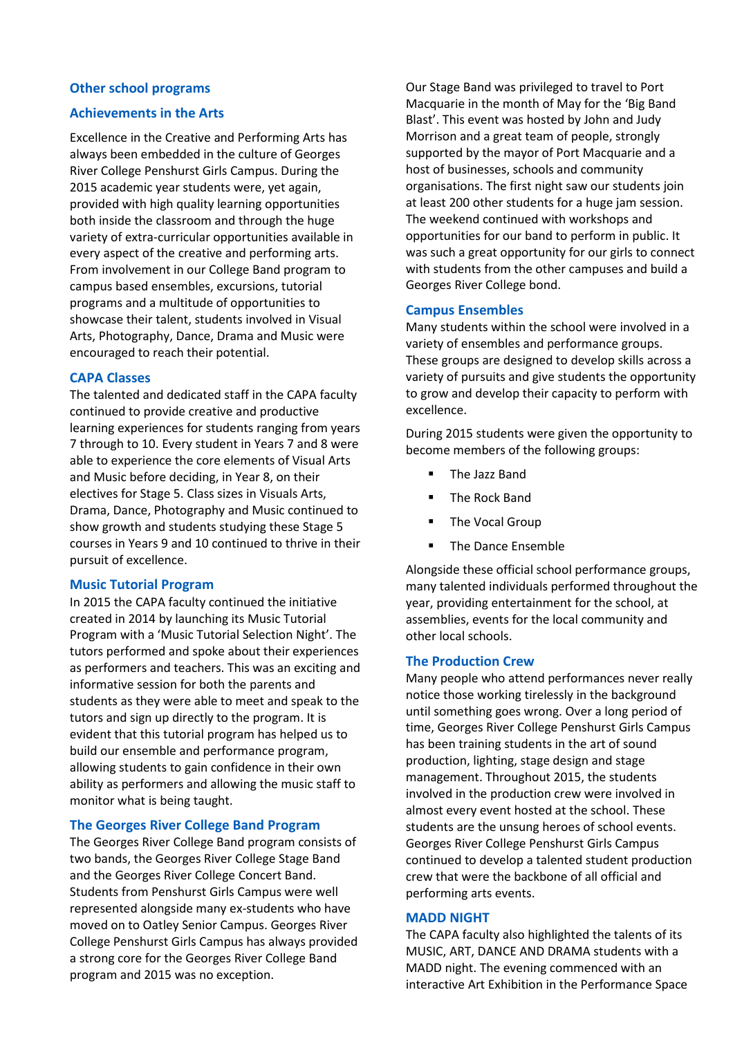## Other school programs

### Achievements in the Arts

Excellence in the Creative and Performing Arts has always been embedded in the culture of Georges River College Penshurst Girls Campus. During the 2015 academic year students were, yet again, provided with high quality learning opportunities both inside the classroom and through the huge variety of extra-curricular opportunities available in every aspect of the creative and performing arts. From involvement in our College Band program to campus based ensembles, excursions, tutorial programs and a multitude of opportunities to showcase their talent, students involved in Visual Arts, Photography, Dance, Drama and Music were encouraged to reach their potential.

### CAPA Classes

The talented and dedicated staff in the CAPA faculty continued to provide creative and productive learning experiences for students ranging from years 7 through to 10. Every student in Years 7 and 8 were able to experience the core elements of Visual Arts and Music before deciding, in Year 8, on their electives for Stage 5. Class sizes in Visuals Arts, Drama, Dance, Photography and Music continued to show growth and students studying these Stage 5 courses in Years 9 and 10 continued to thrive in their pursuit of excellence.

### Music Tutorial Program

In 2015 the CAPA faculty continued the initiative created in 2014 by launching its Music Tutorial Program with a 'Music Tutorial Selection Night'. The tutors performed and spoke about their experiences as performers and teachers. This was an exciting and informative session for both the parents and students as they were able to meet and speak to the tutors and sign up directly to the program. It is evident that this tutorial program has helped us to build our ensemble and performance program, allowing students to gain confidence in their own ability as performers and allowing the music staff to monitor what is being taught.

### The Georges River College Band Program

The Georges River College Band program consists of two bands, the Georges River College Stage Band and the Georges River College Concert Band. Students from Penshurst Girls Campus were well represented alongside many ex-students who have moved on to Oatley Senior Campus. Georges River College Penshurst Girls Campus has always provided a strong core for the Georges River College Band program and 2015 was no exception.

Our Stage Band was privileged to travel to Port Macquarie in the month of May for the 'Big Band Blast'. This event was hosted by John and Judy Morrison and a great team of people, strongly supported by the mayor of Port Macquarie and a host of businesses, schools and community organisations. The first night saw our students join at least 200 other students for a huge jam session. The weekend continued with workshops and opportunities for our band to perform in public. It was such a great opportunity for our girls to connect with students from the other campuses and build a Georges River College bond.

### Campus Ensembles

Many students within the school were involved in a variety of ensembles and performance groups. These groups are designed to develop skills across a variety of pursuits and give students the opportunity to grow and develop their capacity to perform with excellence.

During 2015 students were given the opportunity to become members of the following groups:

- The Jazz Band
- The Rock Band
- The Vocal Group
- The Dance Ensemble

Alongside these official school performance groups, many talented individuals performed throughout the year, providing entertainment for the school, at assemblies, events for the local community and other local schools.

### The Production Crew

Many people who attend performances never really notice those working tirelessly in the background until something goes wrong. Over a long period of time, Georges River College Penshurst Girls Campus has been training students in the art of sound production, lighting, stage design and stage management. Throughout 2015, the students involved in the production crew were involved in almost every event hosted at the school. These students are the unsung heroes of school events. Georges River College Penshurst Girls Campus continued to develop a talented student production crew that were the backbone of all official and performing arts events.

### MADD NIGHT

The CAPA faculty also highlighted the talents of its MUSIC, ART, DANCE AND DRAMA students with a MADD night. The evening commenced with an interactive Art Exhibition in the Performance Space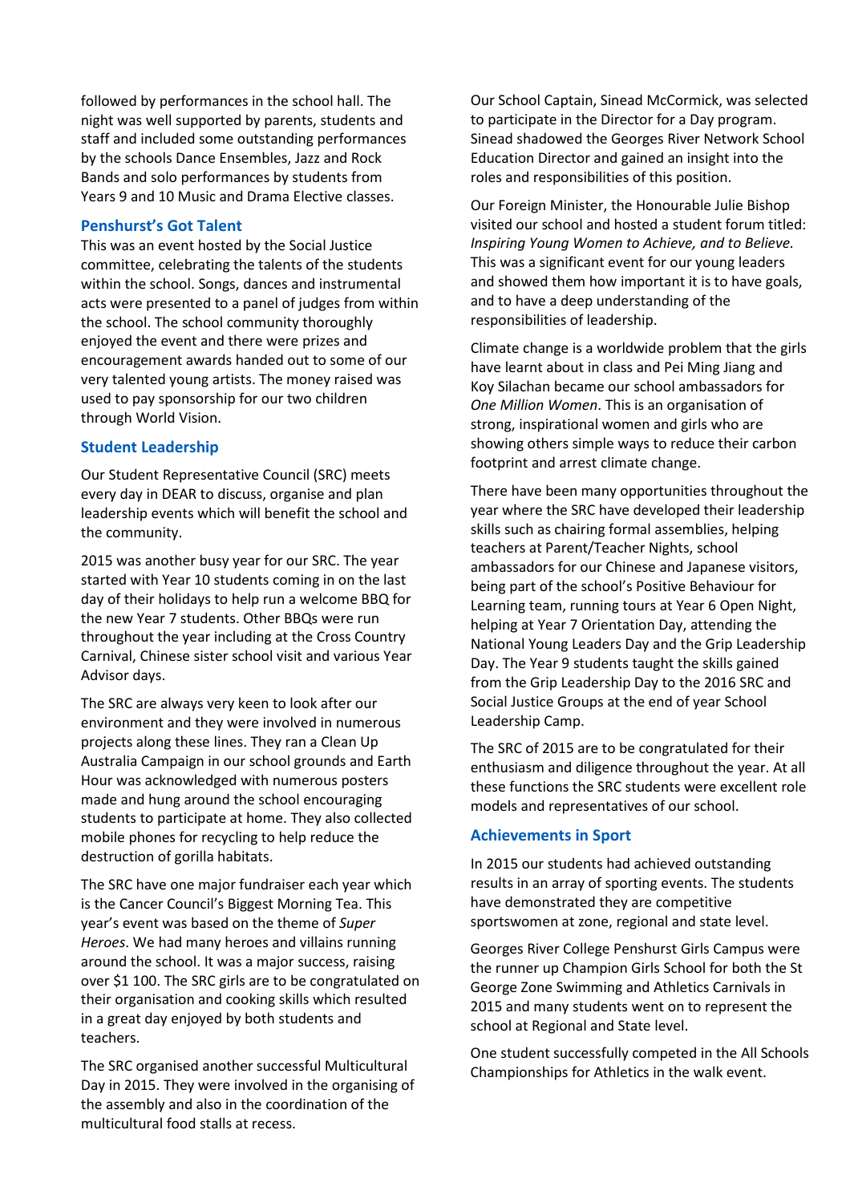followed by performances in the school hall. The night was well supported by parents, students and staff and included some outstanding performances by the schools Dance Ensembles, Jazz and Rock Bands and solo performances by students from Years 9 and 10 Music and Drama Elective classes.

### Penshurst's Got Talent

This was an event hosted by the Social Justice committee, celebrating the talents of the students within the school. Songs, dances and instrumental acts were presented to a panel of judges from within the school. The school community thoroughly enjoyed the event and there were prizes and encouragement awards handed out to some of our very talented young artists. The money raised was used to pay sponsorship for our two children through World Vision.

### Student Leadership

Our Student Representative Council (SRC) meets every day in DEAR to discuss, organise and plan leadership events which will benefit the school and the community.

2015 was another busy year for our SRC. The year started with Year 10 students coming in on the last day of their holidays to help run a welcome BBQ for the new Year 7 students. Other BBQs were run throughout the year including at the Cross Country Carnival, Chinese sister school visit and various Year Advisor days.

The SRC are always very keen to look after our environment and they were involved in numerous projects along these lines. They ran a Clean Up Australia Campaign in our school grounds and Earth Hour was acknowledged with numerous posters made and hung around the school encouraging students to participate at home. They also collected mobile phones for recycling to help reduce the destruction of gorilla habitats.

The SRC have one major fundraiser each year which is the Cancer Council's Biggest Morning Tea. This year's event was based on the theme of *Super Heroes*. We had many heroes and villains running around the school. It was a major success, raising over $1 100. The SRC girls are to be congratulated on their organisation and cooking skills which resulted in a great day enjoyed by both students and teachers.

The SRC organised another successful Multicultural Day in 2015. They were involved in the organising of the assembly and also in the coordination of the multicultural food stalls at recess.

Our School Captain, Sinead McCormick, was selected to participate in the Director for a Day program. Sinead shadowed the Georges River Network School Education Director and gained an insight into the roles and responsibilities of this position.

Our Foreign Minister, the Honourable Julie Bishop visited our school and hosted a student forum titled: *Inspiring Young Women to Achieve, and to Believe.* This was a significant event for our young leaders and showed them how important it is to have goals, and to have a deep understanding of the responsibilities of leadership.

Climate change is a worldwide problem that the girls have learnt about in class and Pei Ming Jiang and Koy Silachan became our school ambassadors for *One Million Women*. This is an organisation of strong, inspirational women and girls who are showing others simple ways to reduce their carbon footprint and arrest climate change.

There have been many opportunities throughout the year where the SRC have developed their leadership skills such as chairing formal assemblies, helping teachers at Parent/Teacher Nights, school ambassadors for our Chinese and Japanese visitors, being part of the school's Positive Behaviour for Learning team, running tours at Year 6 Open Night, helping at Year 7 Orientation Day, attending the National Young Leaders Day and the Grip Leadership Day. The Year 9 students taught the skills gained from the Grip Leadership Day to the 2016 SRC and Social Justice Groups at the end of year School Leadership Camp.

The SRC of 2015 are to be congratulated for their enthusiasm and diligence throughout the year. At all these functions the SRC students were excellent role models and representatives of our school.

### Achievements in Sport

In 2015 our students had achieved outstanding results in an array of sporting events. The students have demonstrated they are competitive sportswomen at zone, regional and state level.

Georges River College Penshurst Girls Campus were the runner up Champion Girls School for both the St George Zone Swimming and Athletics Carnivals in 2015 and many students went on to represent the school at Regional and State level.

One student successfully competed in the All Schools Championships for Athletics in the walk event.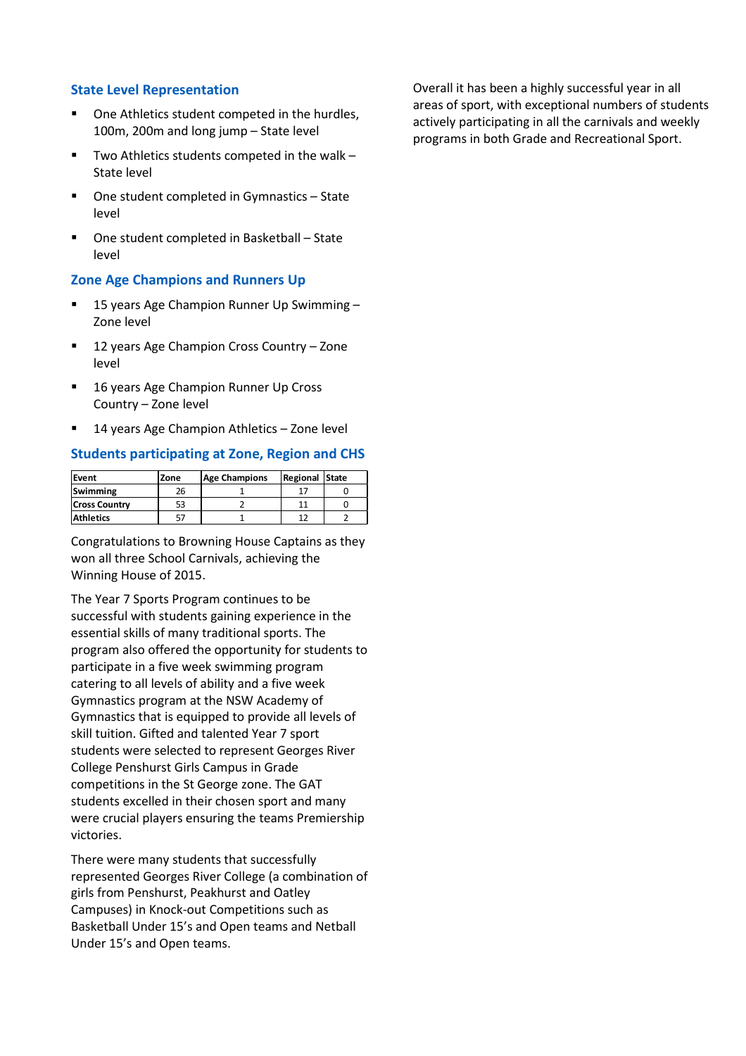### State Level Representation

- One Athletics student competed in the hurdles, 100m, 200m and long jump – State level
- Two Athletics students competed in the walk – State level
- One student completed in Gymnastics – State level
- One student completed in Basketball – State level

### Zone Age Champions and Runners Up

- 15 years Age Champion Runner Up Swimming – Zone level
- 12 years Age Champion Cross Country – Zone level
- 16 years Age Champion Runner Up Cross Country – Zone level
- 14 years Age Champion Athletics – Zone level

### Students participating at Zone, Region and CHS

| Event | Zone | Age Champions | Regional | State |
|---|---|---|---|---|
| Swimming | 26 | 1 | 17 | 0 |
| Cross Country | 53 | 2 | 11 | 0 |
| Athletics | 57 | 1 | 12 | 2 |

Congratulations to Browning House Captains as they won all three School Carnivals, achieving the Winning House of 2015.

The Year 7 Sports Program continues to be successful with students gaining experience in the essential skills of many traditional sports. The program also offered the opportunity for students to participate in a five week swimming program catering to all levels of ability and a five week Gymnastics program at the NSW Academy of Gymnastics that is equipped to provide all levels of skill tuition. Gifted and talented Year 7 sport students were selected to represent Georges River College Penshurst Girls Campus in Grade competitions in the St George zone. The GAT students excelled in their chosen sport and many were crucial players ensuring the teams Premiership victories.

There were many students that successfully represented Georges River College (a combination of girls from Penshurst, Peakhurst and Oatley Campuses) in Knock-out Competitions such as Basketball Under 15's and Open teams and Netball Under 15's and Open teams.

Overall it has been a highly successful year in all areas of sport, with exceptional numbers of students actively participating in all the carnivals and weekly programs in both Grade and Recreational Sport.